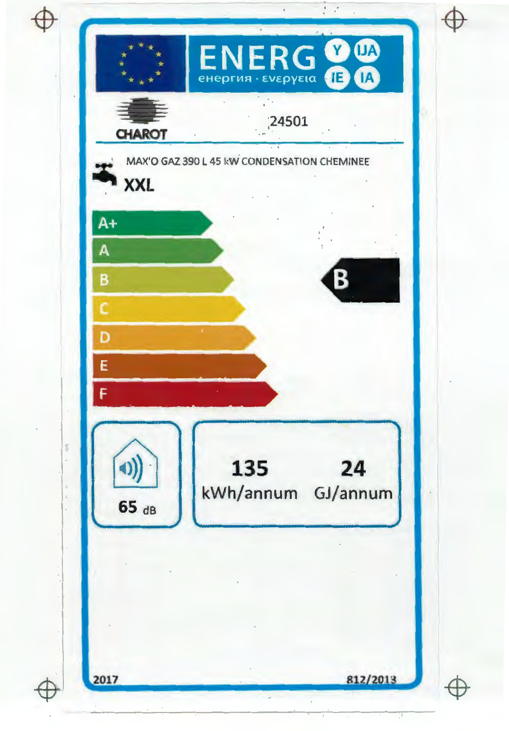# ENERG

енергия · ενεργεια

Y IJA IE IA

CHAROT

24501

MAX'O GAZ 390 L 45 kW CONDENSATION CHEMINEE

XXL

A+

A

B

C

D

E

F

**B**

65 dB

135 kWh/annum

24 GJ/annum

2017

812/2013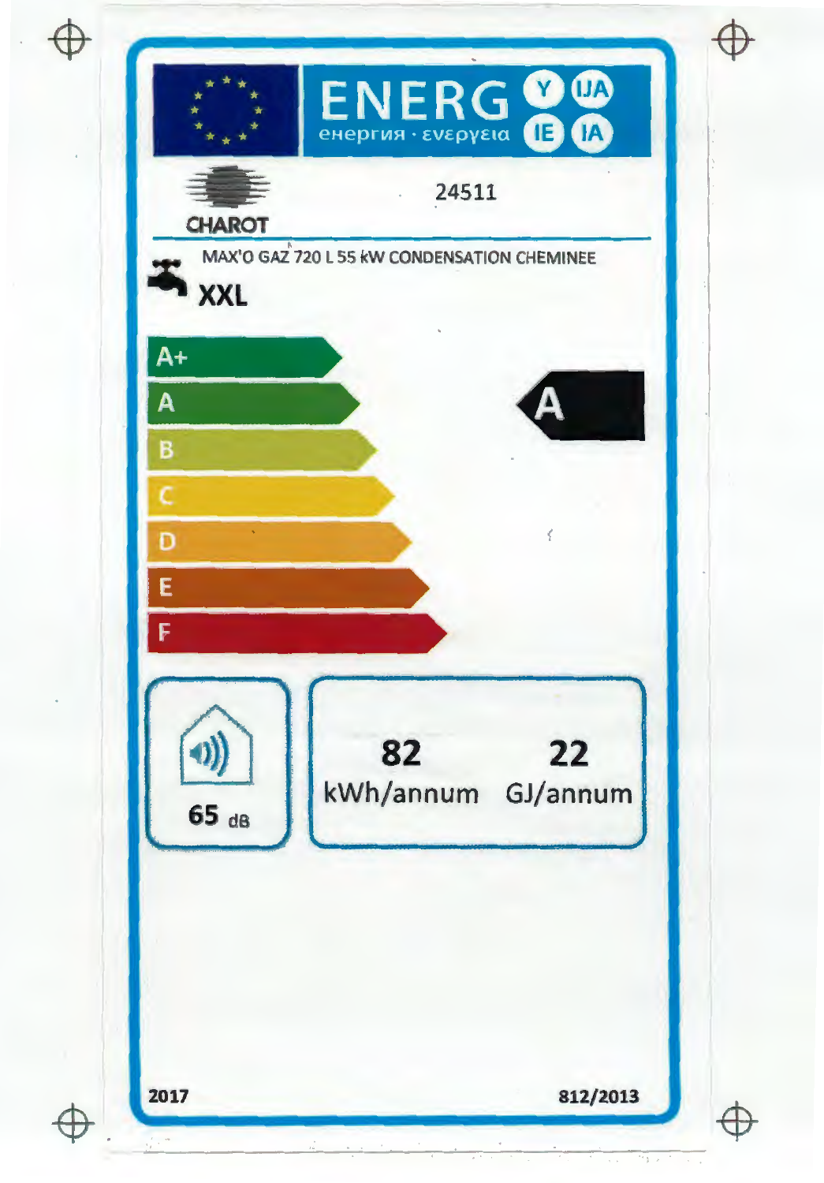ENERG Y IJA IE IA

енергия · ενεργεια

CHAROT

24511

MAX'O GAZ 720 L 55 kW CONDENSATION CHEMINEE

XXL

- A+
- A
- B
- C
- D
- E
- F

**A**

65 dB

| 82 | 22 |
| --- | --- |
| kWh/annum | GJ/annum |

2017

812/2013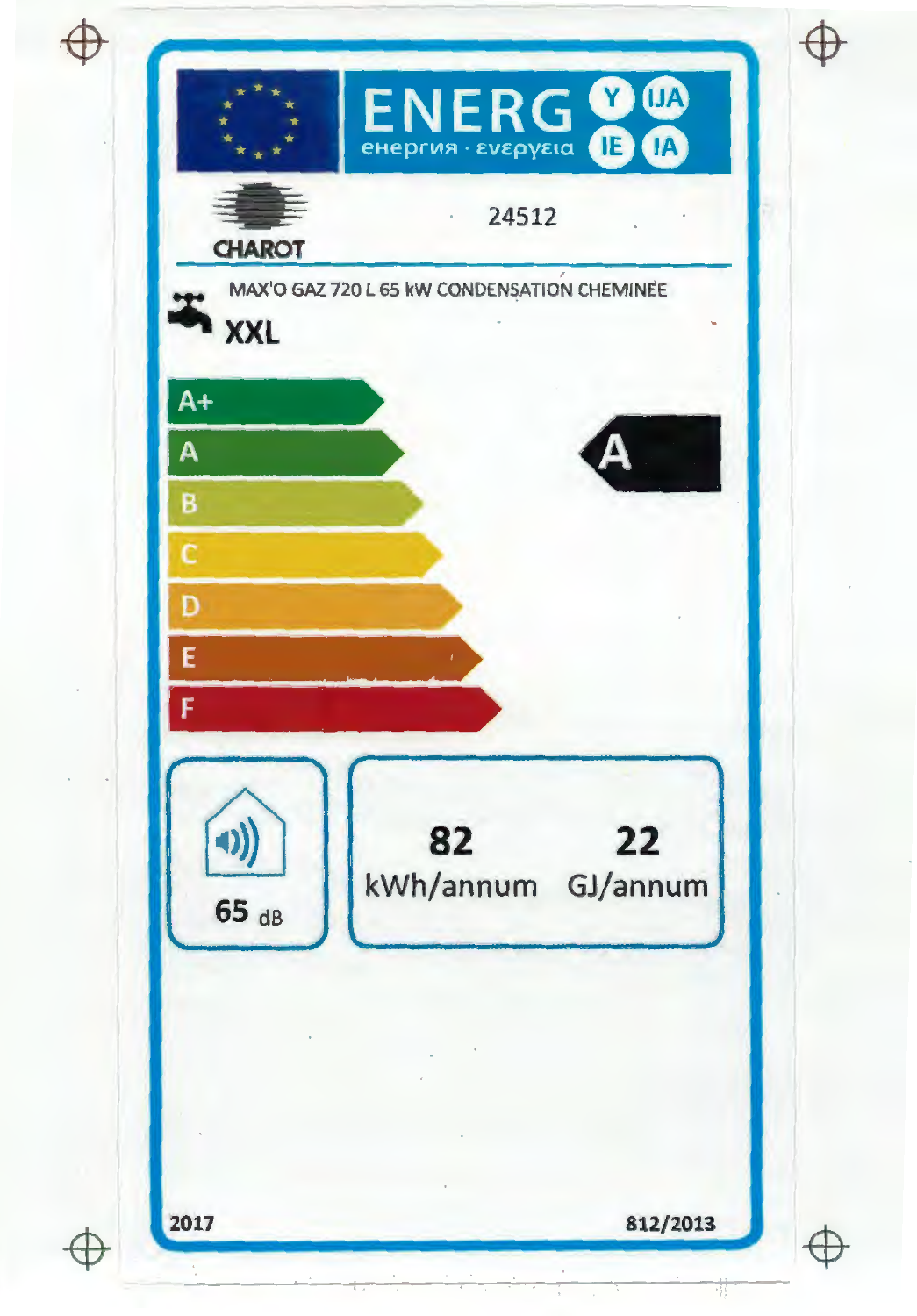ENERG
енергия · ενεργεια

Y IJA IE IA

CHAROT

24512

MAX'O GAZ 720 L 65 kW CONDENSATION CHEMINÉE

**XXL**

A+

A

B

C

D

E

F

**A**

65 dB

**82** kWh/annum

**22** GJ/annum

**2017**

**812/2013**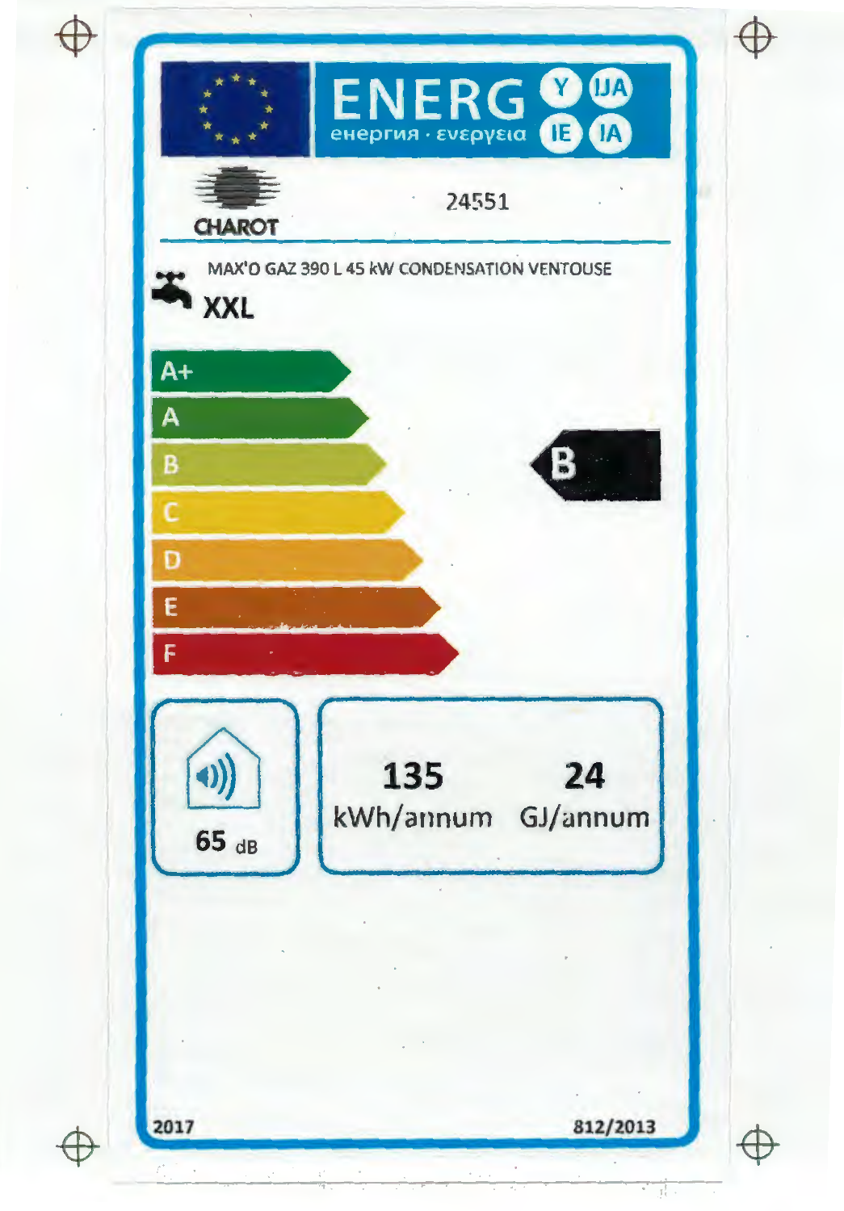ENERG Y IJA
енергия · ενεργεια IE IA

CHAROT

24551

MAX'O GAZ 390 L 45 kW CONDENSATION VENTOUSE

**XXL**

- A+
- A
- B
- C
- D
- E
- F

**B**

65 dB

| 135 | 24 |
| --- | --- |
| kWh/annum | GJ/annum |

2017

812/2013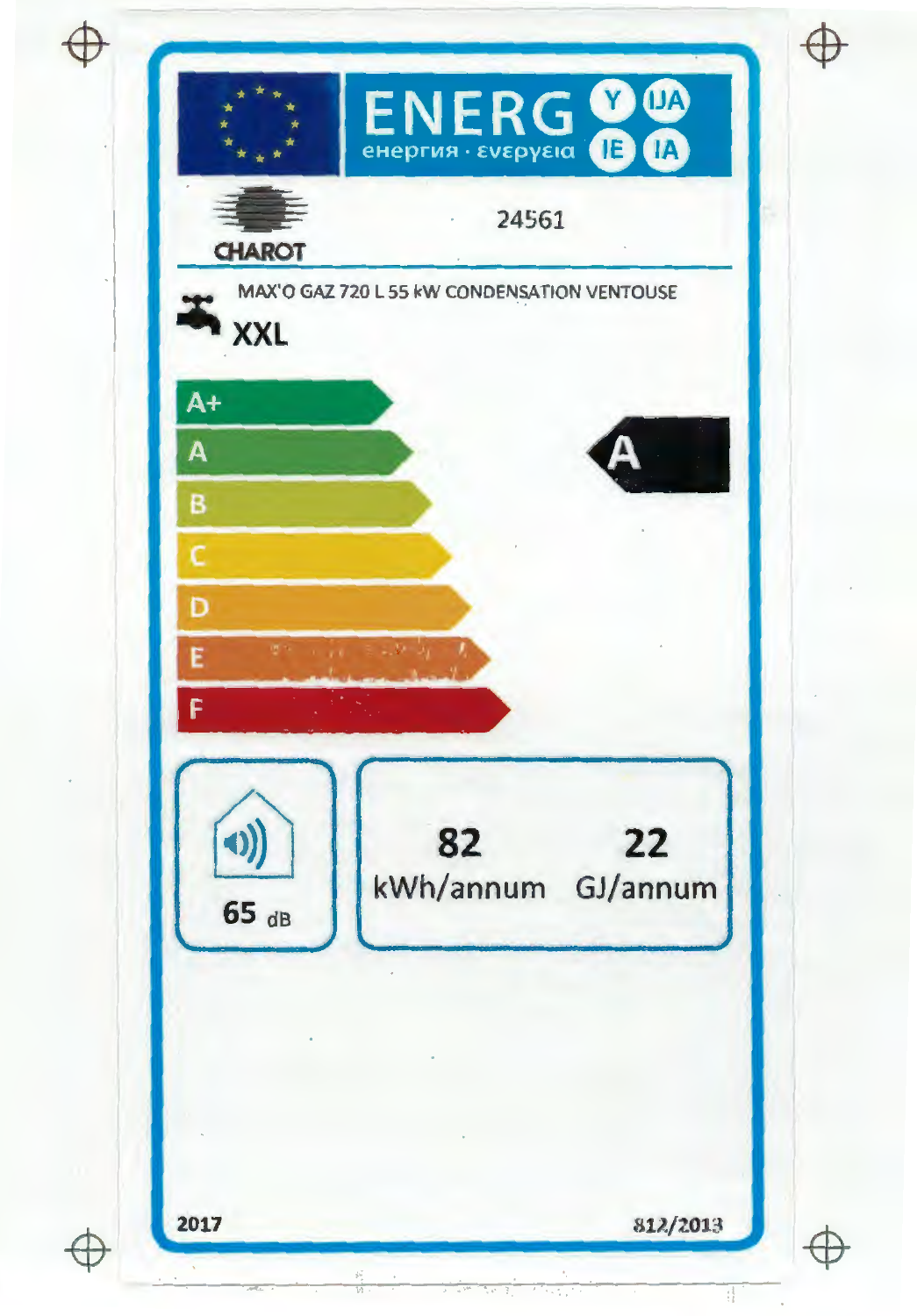ENERG Y IJA IE IA

енергия · ενεργεια

CHAROT

24561

MAX'O GAZ 720 L 55 kW CONDENSATION VENTOUSE

XXL

A+
A
B
C
D
E
F

**A**

65 dB

| 82 | 22 |
|---|---|
| kWh/annum | GJ/annum |

2017

812/2013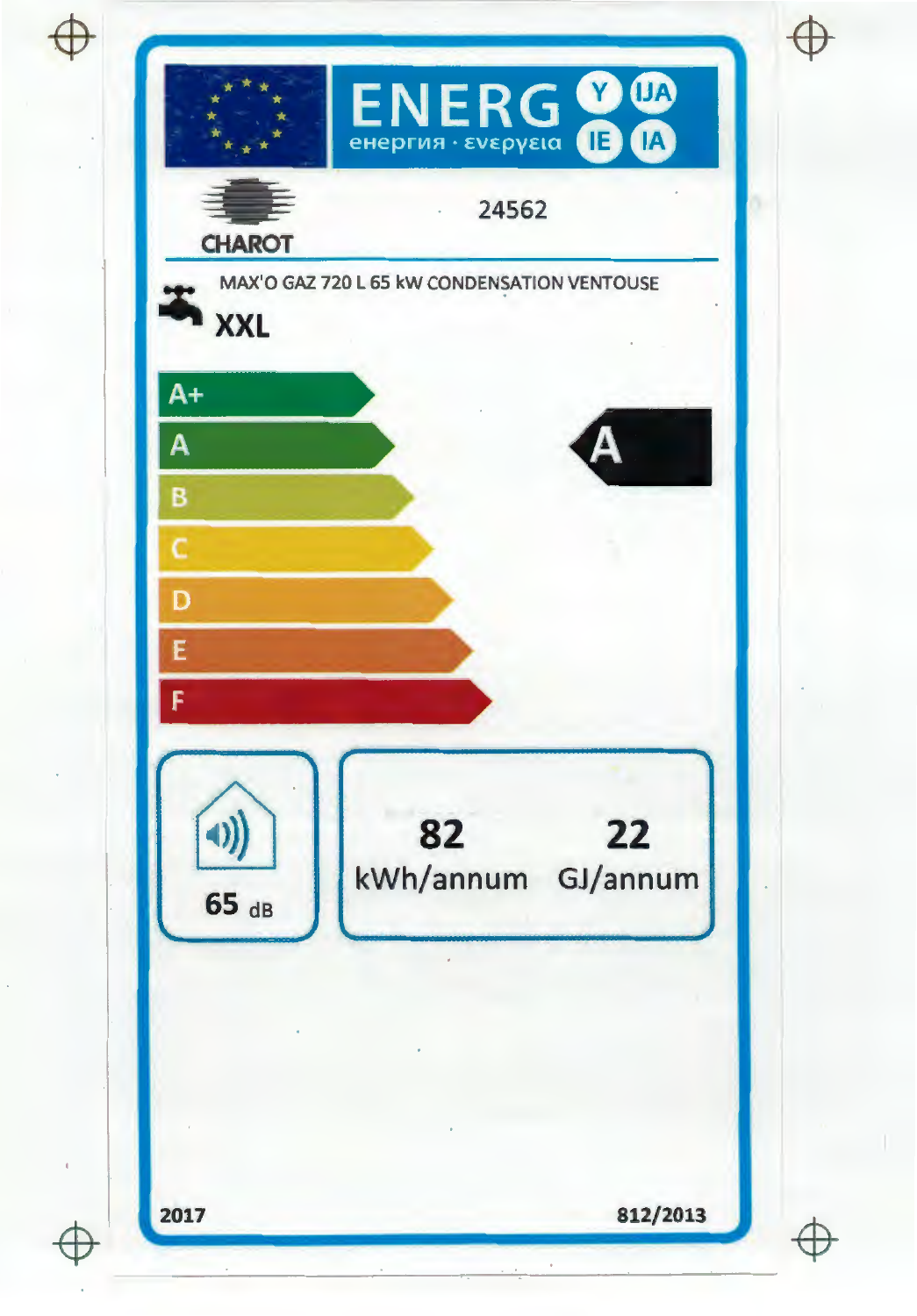ENERG Y IJA IE IA

енергия · ενεργεια

CHAROT

24562

MAX'O GAZ 720 L 65 kW CONDENSATION VENTOUSE

**XXL**

A+

A

B

C

D

E

F

**A**

65 dB

82 kWh/annum

22 GJ/annum

2017

812/2013